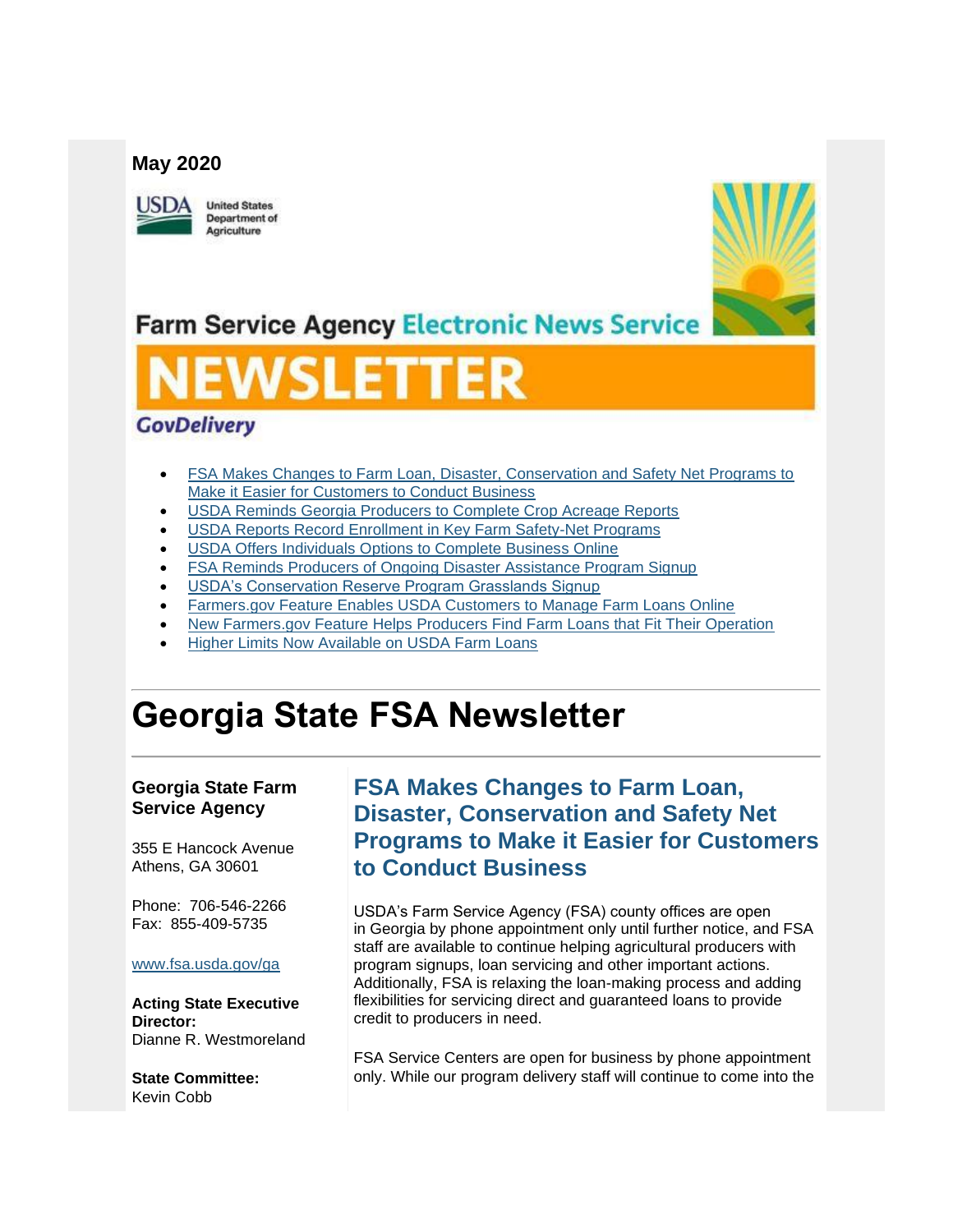**May 2020**

United States Department of Agriculture

Farm Service Agency Electronic News Service

# NEWSLETTER

GovDelivery

- FSA Makes Changes to Farm Loan, Disaster, Conservation and Safety Net Programs to Make it Easier for Customers to Conduct Business
- USDA Reminds Georgia Producers to Complete Crop Acreage Reports
- USDA Reports Record Enrollment in Key Farm Safety-Net Programs
- USDA Offers Individuals Options to Complete Business Online
- FSA Reminds Producers of Ongoing Disaster Assistance Program Signup
- USDA's Conservation Reserve Program Grasslands Signup
- Farmers.gov Feature Enables USDA Customers to Manage Farm Loans Online
- New Farmers.gov Feature Helps Producers Find Farm Loans that Fit Their Operation
- Higher Limits Now Available on USDA Farm Loans

# Georgia State FSA Newsletter

**Georgia State Farm Service Agency**

355 E Hancock Avenue
Athens, GA 30601

Phone: 706-546-2266
Fax: 855-409-5735

www.fsa.usda.gov/ga

**Acting State Executive Director:**
Dianne R. Westmoreland

**State Committee:**
Kevin Cobb

## FSA Makes Changes to Farm Loan, Disaster, Conservation and Safety Net Programs to Make it Easier for Customers to Conduct Business

USDA's Farm Service Agency (FSA) county offices are open in Georgia by phone appointment only until further notice, and FSA staff are available to continue helping agricultural producers with program signups, loan servicing and other important actions. Additionally, FSA is relaxing the loan-making process and adding flexibilities for servicing direct and guaranteed loans to provide credit to producers in need.

FSA Service Centers are open for business by phone appointment only. While our program delivery staff will continue to come into the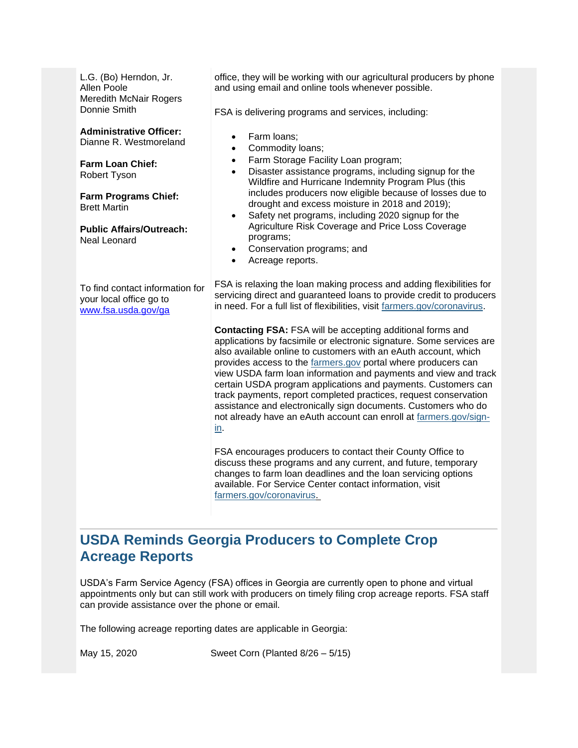L.G. (Bo) Herndon, Jr.
Allen Poole
Meredith McNair Rogers
Donnie Smith

**Administrative Officer:**
Dianne R. Westmoreland

**Farm Loan Chief:**
Robert Tyson

**Farm Programs Chief:**
Brett Martin

**Public Affairs/Outreach:**
Neal Leonard

To find contact information for your local office go to www.fsa.usda.gov/ga

office, they will be working with our agricultural producers by phone and using email and online tools whenever possible.

FSA is delivering programs and services, including:

- Farm loans;
- Commodity loans;
- Farm Storage Facility Loan program;
- Disaster assistance programs, including signup for the Wildfire and Hurricane Indemnity Program Plus (this includes producers now eligible because of losses due to drought and excess moisture in 2018 and 2019);
- Safety net programs, including 2020 signup for the Agriculture Risk Coverage and Price Loss Coverage programs;
- Conservation programs; and
- Acreage reports.

FSA is relaxing the loan making process and adding flexibilities for servicing direct and guaranteed loans to provide credit to producers in need. For a full list of flexibilities, visit farmers.gov/coronavirus.

**Contacting FSA:** FSA will be accepting additional forms and applications by facsimile or electronic signature. Some services are also available online to customers with an eAuth account, which provides access to the farmers.gov portal where producers can view USDA farm loan information and payments and view and track certain USDA program applications and payments. Customers can track payments, report completed practices, request conservation assistance and electronically sign documents. Customers who do not already have an eAuth account can enroll at farmers.gov/sign-in.

FSA encourages producers to contact their County Office to discuss these programs and any current, and future, temporary changes to farm loan deadlines and the loan servicing options available. For Service Center contact information, visit farmers.gov/coronavirus.

## USDA Reminds Georgia Producers to Complete Crop Acreage Reports

USDA's Farm Service Agency (FSA) offices in Georgia are currently open to phone and virtual appointments only but can still work with producers on timely filing crop acreage reports. FSA staff can provide assistance over the phone or email.

The following acreage reporting dates are applicable in Georgia:

| | |
|---|---|
| May 15, 2020 | Sweet Corn (Planted 8/26 – 5/15) |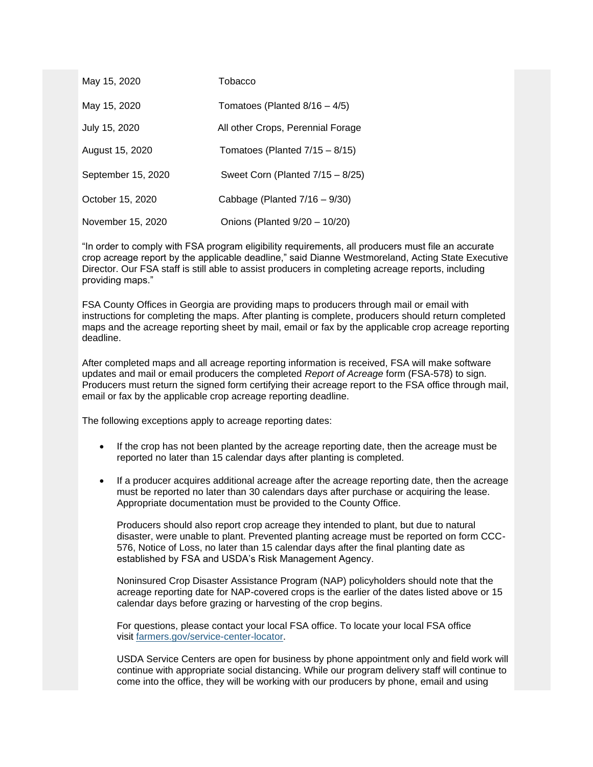| | |
|---|---|
| May 15, 2020 | Tobacco |
| May 15, 2020 | Tomatoes (Planted 8/16 – 4/5) |
| July 15, 2020 | All other Crops, Perennial Forage |
| August 15, 2020 | Tomatoes (Planted 7/15 – 8/15) |
| September 15, 2020 | Sweet Corn (Planted 7/15 – 8/25) |
| October 15, 2020 | Cabbage (Planted 7/16 – 9/30) |
| November 15, 2020 | Onions (Planted 9/20 – 10/20) |

"In order to comply with FSA program eligibility requirements, all producers must file an accurate crop acreage report by the applicable deadline," said Dianne Westmoreland, Acting State Executive Director. Our FSA staff is still able to assist producers in completing acreage reports, including providing maps."

FSA County Offices in Georgia are providing maps to producers through mail or email with instructions for completing the maps. After planting is complete, producers should return completed maps and the acreage reporting sheet by mail, email or fax by the applicable crop acreage reporting deadline.

After completed maps and all acreage reporting information is received, FSA will make software updates and mail or email producers the completed *Report of Acreage* form (FSA-578) to sign. Producers must return the signed form certifying their acreage report to the FSA office through mail, email or fax by the applicable crop acreage reporting deadline.

The following exceptions apply to acreage reporting dates:

- If the crop has not been planted by the acreage reporting date, then the acreage must be reported no later than 15 calendar days after planting is completed.
- If a producer acquires additional acreage after the acreage reporting date, then the acreage must be reported no later than 30 calendars days after purchase or acquiring the lease. Appropriate documentation must be provided to the County Office.

  Producers should also report crop acreage they intended to plant, but due to natural disaster, were unable to plant. Prevented planting acreage must be reported on form CCC-576, Notice of Loss, no later than 15 calendar days after the final planting date as established by FSA and USDA's Risk Management Agency.

  Noninsured Crop Disaster Assistance Program (NAP) policyholders should note that the acreage reporting date for NAP-covered crops is the earlier of the dates listed above or 15 calendar days before grazing or harvesting of the crop begins.

  For questions, please contact your local FSA office. To locate your local FSA office visit [farmers.gov/service-center-locator](farmers.gov/service-center-locator).

  USDA Service Centers are open for business by phone appointment only and field work will continue with appropriate social distancing. While our program delivery staff will continue to come into the office, they will be working with our producers by phone, email and using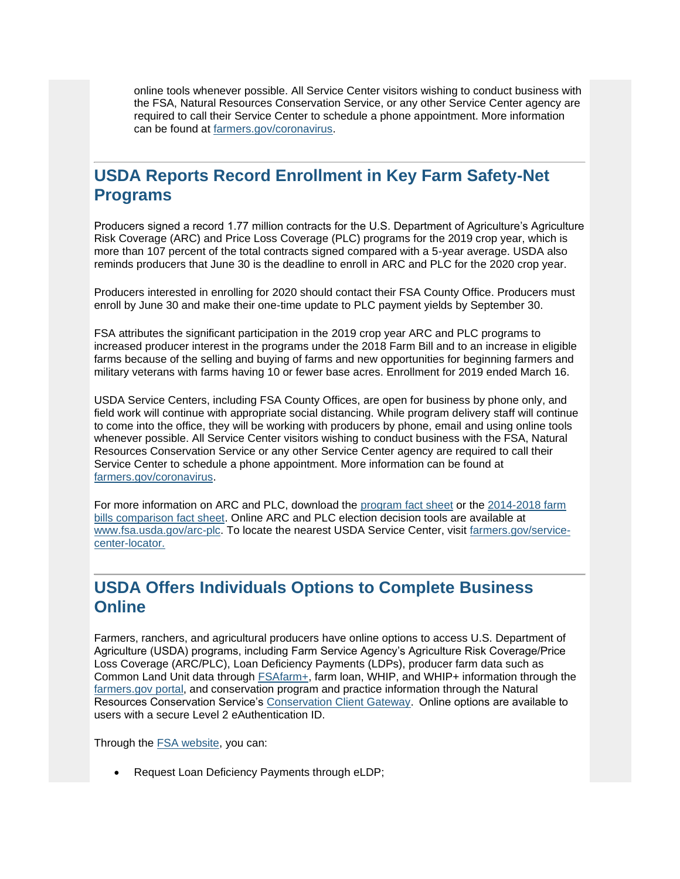online tools whenever possible. All Service Center visitors wishing to conduct business with the FSA, Natural Resources Conservation Service, or any other Service Center agency are required to call their Service Center to schedule a phone appointment. More information can be found at [farmers.gov/coronavirus](farmers.gov/coronavirus).

## USDA Reports Record Enrollment in Key Farm Safety-Net Programs

Producers signed a record 1.77 million contracts for the U.S. Department of Agriculture's Agriculture Risk Coverage (ARC) and Price Loss Coverage (PLC) programs for the 2019 crop year, which is more than 107 percent of the total contracts signed compared with a 5-year average. USDA also reminds producers that June 30 is the deadline to enroll in ARC and PLC for the 2020 crop year.

Producers interested in enrolling for 2020 should contact their FSA County Office. Producers must enroll by June 30 and make their one-time update to PLC payment yields by September 30.

FSA attributes the significant participation in the 2019 crop year ARC and PLC programs to increased producer interest in the programs under the 2018 Farm Bill and to an increase in eligible farms because of the selling and buying of farms and new opportunities for beginning farmers and military veterans with farms having 10 or fewer base acres. Enrollment for 2019 ended March 16.

USDA Service Centers, including FSA County Offices, are open for business by phone only, and field work will continue with appropriate social distancing. While program delivery staff will continue to come into the office, they will be working with producers by phone, email and using online tools whenever possible. All Service Center visitors wishing to conduct business with the FSA, Natural Resources Conservation Service or any other Service Center agency are required to call their Service Center to schedule a phone appointment. More information can be found at [farmers.gov/coronavirus](farmers.gov/coronavirus).

For more information on ARC and PLC, download the program fact sheet or the 2014-2018 farm bills comparison fact sheet. Online ARC and PLC election decision tools are available at [www.fsa.usda.gov/arc-plc](www.fsa.usda.gov/arc-plc). To locate the nearest USDA Service Center, visit [farmers.gov/service-center-locator.](farmers.gov/service-center-locator)

## USDA Offers Individuals Options to Complete Business Online

Farmers, ranchers, and agricultural producers have online options to access U.S. Department of Agriculture (USDA) programs, including Farm Service Agency's Agriculture Risk Coverage/Price Loss Coverage (ARC/PLC), Loan Deficiency Payments (LDPs), producer farm data such as Common Land Unit data through FSAfarm+, farm loan, WHIP, and WHIP+ information through the farmers.gov portal, and conservation program and practice information through the Natural Resources Conservation Service's Conservation Client Gateway. Online options are available to users with a secure Level 2 eAuthentication ID.

Through the FSA website, you can:

- Request Loan Deficiency Payments through eLDP;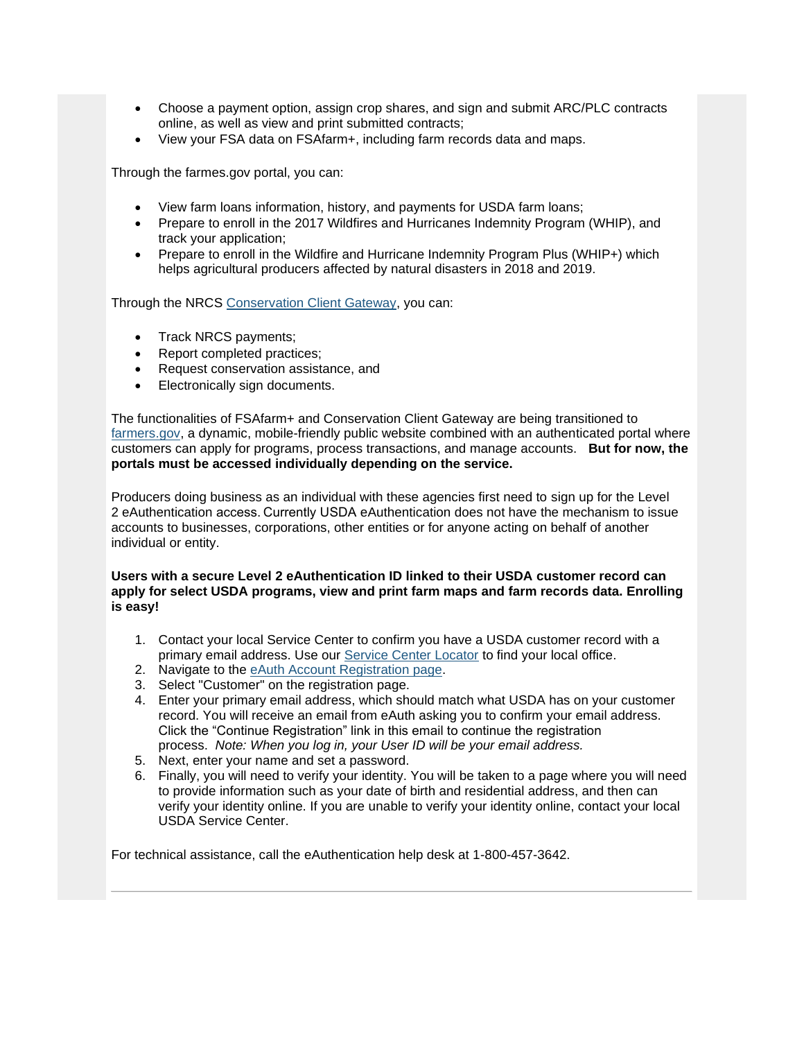- Choose a payment option, assign crop shares, and sign and submit ARC/PLC contracts online, as well as view and print submitted contracts;
- View your FSA data on FSAfarm+, including farm records data and maps.

Through the farmes.gov portal, you can:

- View farm loans information, history, and payments for USDA farm loans;
- Prepare to enroll in the 2017 Wildfires and Hurricanes Indemnity Program (WHIP), and track your application;
- Prepare to enroll in the Wildfire and Hurricane Indemnity Program Plus (WHIP+) which helps agricultural producers affected by natural disasters in 2018 and 2019.

Through the NRCS Conservation Client Gateway, you can:

- Track NRCS payments;
- Report completed practices;
- Request conservation assistance, and
- Electronically sign documents.

The functionalities of FSAfarm+ and Conservation Client Gateway are being transitioned to farmers.gov, a dynamic, mobile-friendly public website combined with an authenticated portal where customers can apply for programs, process transactions, and manage accounts. **But for now, the portals must be accessed individually depending on the service.**

Producers doing business as an individual with these agencies first need to sign up for the Level 2 eAuthentication access. Currently USDA eAuthentication does not have the mechanism to issue accounts to businesses, corporations, other entities or for anyone acting on behalf of another individual or entity.

**Users with a secure Level 2 eAuthentication ID linked to their USDA customer record can apply for select USDA programs, view and print farm maps and farm records data. Enrolling is easy!**

1. Contact your local Service Center to confirm you have a USDA customer record with a primary email address. Use our Service Center Locator to find your local office.
2. Navigate to the eAuth Account Registration page.
3. Select "Customer" on the registration page.
4. Enter your primary email address, which should match what USDA has on your customer record. You will receive an email from eAuth asking you to confirm your email address. Click the "Continue Registration" link in this email to continue the registration process. *Note: When you log in, your User ID will be your email address.*
5. Next, enter your name and set a password.
6. Finally, you will need to verify your identity. You will be taken to a page where you will need to provide information such as your date of birth and residential address, and then can verify your identity online. If you are unable to verify your identity online, contact your local USDA Service Center.

For technical assistance, call the eAuthentication help desk at 1-800-457-3642.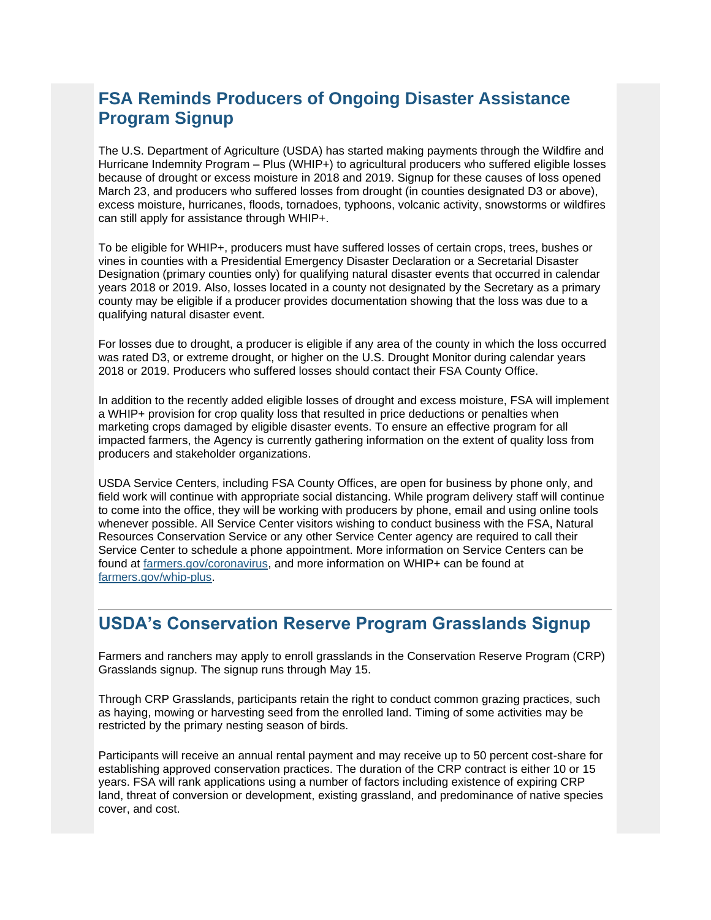## FSA Reminds Producers of Ongoing Disaster Assistance Program Signup

The U.S. Department of Agriculture (USDA) has started making payments through the Wildfire and Hurricane Indemnity Program – Plus (WHIP+) to agricultural producers who suffered eligible losses because of drought or excess moisture in 2018 and 2019. Signup for these causes of loss opened March 23, and producers who suffered losses from drought (in counties designated D3 or above), excess moisture, hurricanes, floods, tornadoes, typhoons, volcanic activity, snowstorms or wildfires can still apply for assistance through WHIP+.

To be eligible for WHIP+, producers must have suffered losses of certain crops, trees, bushes or vines in counties with a Presidential Emergency Disaster Declaration or a Secretarial Disaster Designation (primary counties only) for qualifying natural disaster events that occurred in calendar years 2018 or 2019. Also, losses located in a county not designated by the Secretary as a primary county may be eligible if a producer provides documentation showing that the loss was due to a qualifying natural disaster event.

For losses due to drought, a producer is eligible if any area of the county in which the loss occurred was rated D3, or extreme drought, or higher on the U.S. Drought Monitor during calendar years 2018 or 2019. Producers who suffered losses should contact their FSA County Office.

In addition to the recently added eligible losses of drought and excess moisture, FSA will implement a WHIP+ provision for crop quality loss that resulted in price deductions or penalties when marketing crops damaged by eligible disaster events. To ensure an effective program for all impacted farmers, the Agency is currently gathering information on the extent of quality loss from producers and stakeholder organizations.

USDA Service Centers, including FSA County Offices, are open for business by phone only, and field work will continue with appropriate social distancing. While program delivery staff will continue to come into the office, they will be working with producers by phone, email and using online tools whenever possible. All Service Center visitors wishing to conduct business with the FSA, Natural Resources Conservation Service or any other Service Center agency are required to call their Service Center to schedule a phone appointment. More information on Service Centers can be found at [farmers.gov/coronavirus](farmers.gov/coronavirus), and more information on WHIP+ can be found at [farmers.gov/whip-plus](farmers.gov/whip-plus).

---

## USDA's Conservation Reserve Program Grasslands Signup

Farmers and ranchers may apply to enroll grasslands in the Conservation Reserve Program (CRP) Grasslands signup. The signup runs through May 15.

Through CRP Grasslands, participants retain the right to conduct common grazing practices, such as haying, mowing or harvesting seed from the enrolled land. Timing of some activities may be restricted by the primary nesting season of birds.

Participants will receive an annual rental payment and may receive up to 50 percent cost-share for establishing approved conservation practices. The duration of the CRP contract is either 10 or 15 years. FSA will rank applications using a number of factors including existence of expiring CRP land, threat of conversion or development, existing grassland, and predominance of native species cover, and cost.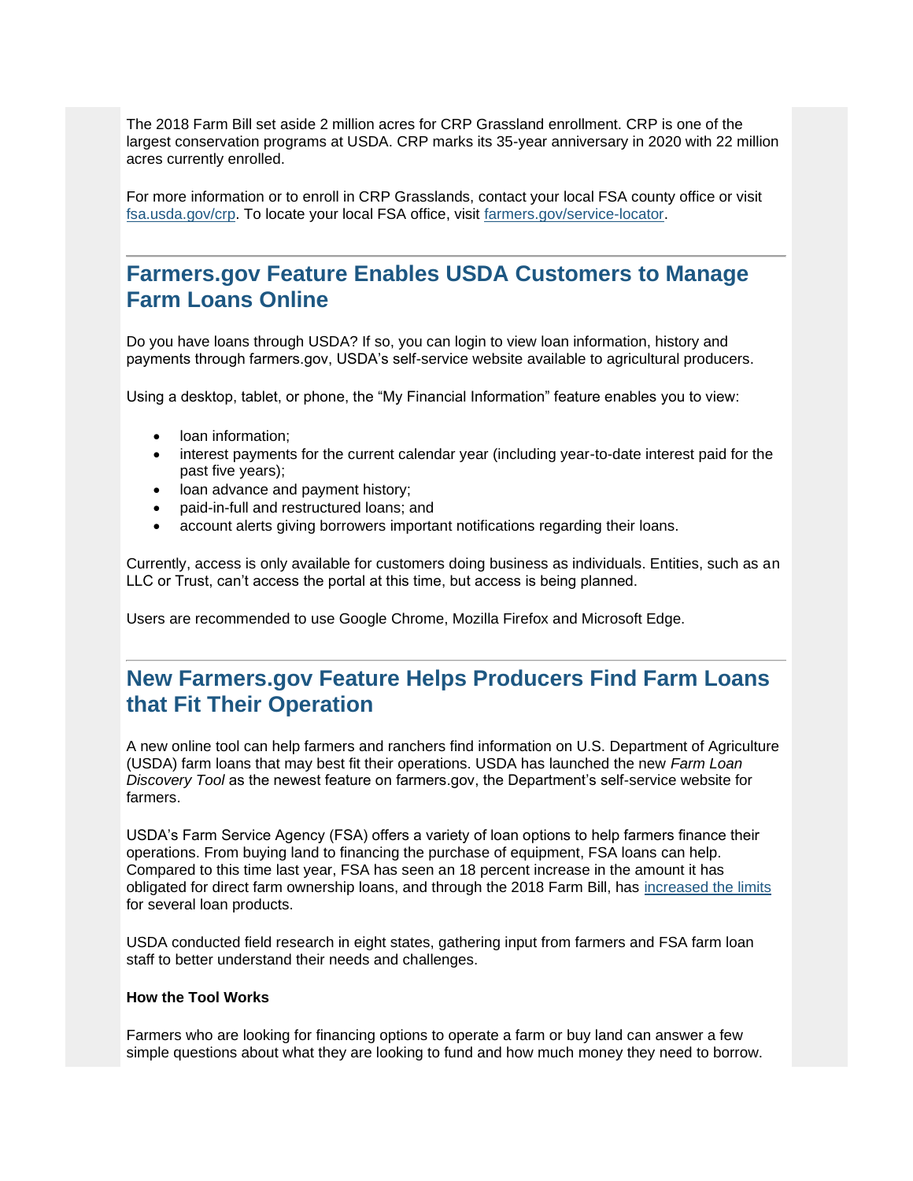The 2018 Farm Bill set aside 2 million acres for CRP Grassland enrollment. CRP is one of the largest conservation programs at USDA. CRP marks its 35-year anniversary in 2020 with 22 million acres currently enrolled.

For more information or to enroll in CRP Grasslands, contact your local FSA county office or visit fsa.usda.gov/crp. To locate your local FSA office, visit farmers.gov/service-locator.

---

## Farmers.gov Feature Enables USDA Customers to Manage Farm Loans Online

Do you have loans through USDA? If so, you can login to view loan information, history and payments through farmers.gov, USDA's self-service website available to agricultural producers.

Using a desktop, tablet, or phone, the "My Financial Information" feature enables you to view:

- loan information;
- interest payments for the current calendar year (including year-to-date interest paid for the past five years);
- loan advance and payment history;
- paid-in-full and restructured loans; and
- account alerts giving borrowers important notifications regarding their loans.

Currently, access is only available for customers doing business as individuals. Entities, such as an LLC or Trust, can't access the portal at this time, but access is being planned.

Users are recommended to use Google Chrome, Mozilla Firefox and Microsoft Edge.

---

## New Farmers.gov Feature Helps Producers Find Farm Loans that Fit Their Operation

A new online tool can help farmers and ranchers find information on U.S. Department of Agriculture (USDA) farm loans that may best fit their operations. USDA has launched the new *Farm Loan Discovery Tool* as the newest feature on farmers.gov, the Department's self-service website for farmers.

USDA's Farm Service Agency (FSA) offers a variety of loan options to help farmers finance their operations. From buying land to financing the purchase of equipment, FSA loans can help. Compared to this time last year, FSA has seen an 18 percent increase in the amount it has obligated for direct farm ownership loans, and through the 2018 Farm Bill, has increased the limits for several loan products.

USDA conducted field research in eight states, gathering input from farmers and FSA farm loan staff to better understand their needs and challenges.

**How the Tool Works**

Farmers who are looking for financing options to operate a farm or buy land can answer a few simple questions about what they are looking to fund and how much money they need to borrow.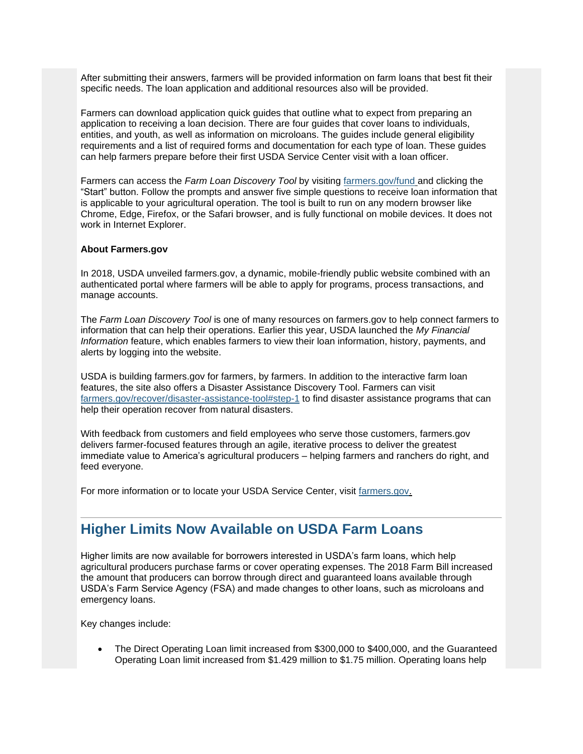After submitting their answers, farmers will be provided information on farm loans that best fit their specific needs. The loan application and additional resources also will be provided.

Farmers can download application quick guides that outline what to expect from preparing an application to receiving a loan decision. There are four guides that cover loans to individuals, entities, and youth, as well as information on microloans. The guides include general eligibility requirements and a list of required forms and documentation for each type of loan. These guides can help farmers prepare before their first USDA Service Center visit with a loan officer.

Farmers can access the *Farm Loan Discovery Tool* by visiting farmers.gov/fund and clicking the "Start" button. Follow the prompts and answer five simple questions to receive loan information that is applicable to your agricultural operation. The tool is built to run on any modern browser like Chrome, Edge, Firefox, or the Safari browser, and is fully functional on mobile devices. It does not work in Internet Explorer.

**About Farmers.gov**

In 2018, USDA unveiled farmers.gov, a dynamic, mobile-friendly public website combined with an authenticated portal where farmers will be able to apply for programs, process transactions, and manage accounts.

The *Farm Loan Discovery Tool* is one of many resources on farmers.gov to help connect farmers to information that can help their operations. Earlier this year, USDA launched the *My Financial Information* feature, which enables farmers to view their loan information, history, payments, and alerts by logging into the website.

USDA is building farmers.gov for farmers, by farmers. In addition to the interactive farm loan features, the site also offers a Disaster Assistance Discovery Tool. Farmers can visit farmers.gov/recover/disaster-assistance-tool#step-1 to find disaster assistance programs that can help their operation recover from natural disasters.

With feedback from customers and field employees who serve those customers, farmers.gov delivers farmer-focused features through an agile, iterative process to deliver the greatest immediate value to America's agricultural producers – helping farmers and ranchers do right, and feed everyone.

For more information or to locate your USDA Service Center, visit farmers.gov.

## Higher Limits Now Available on USDA Farm Loans

Higher limits are now available for borrowers interested in USDA's farm loans, which help agricultural producers purchase farms or cover operating expenses. The 2018 Farm Bill increased the amount that producers can borrow through direct and guaranteed loans available through USDA's Farm Service Agency (FSA) and made changes to other loans, such as microloans and emergency loans.

Key changes include:

- The Direct Operating Loan limit increased from $300,000 to $400,000, and the Guaranteed Operating Loan limit increased from $1.429 million to $1.75 million. Operating loans help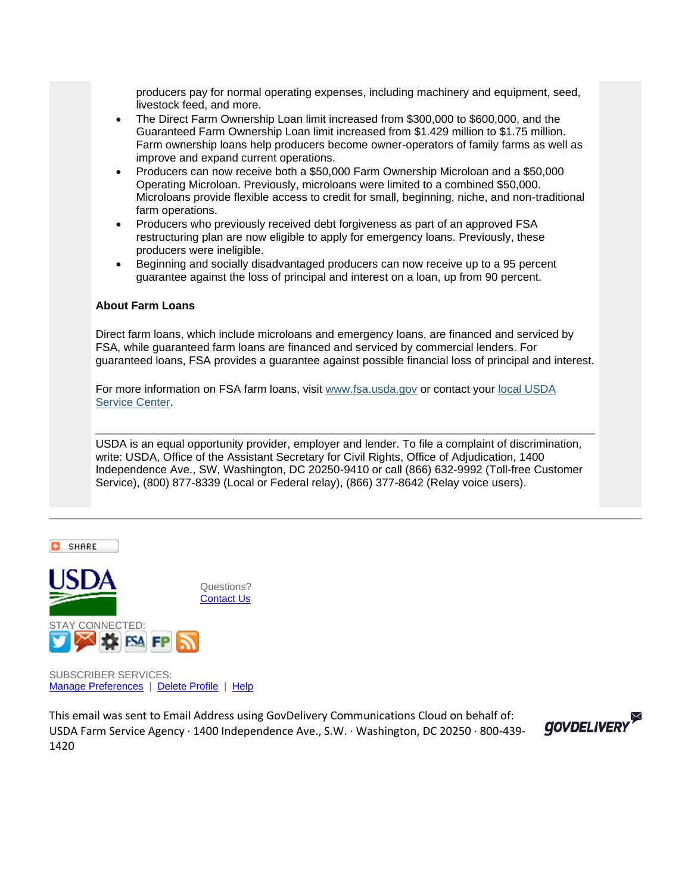producers pay for normal operating expenses, including machinery and equipment, seed, livestock feed, and more.

- The Direct Farm Ownership Loan limit increased from $300,000 to $600,000, and the Guaranteed Farm Ownership Loan limit increased from $1.429 million to $1.75 million. Farm ownership loans help producers become owner-operators of family farms as well as improve and expand current operations.
- Producers can now receive both a $50,000 Farm Ownership Microloan and a $50,000 Operating Microloan. Previously, microloans were limited to a combined $50,000. Microloans provide flexible access to credit for small, beginning, niche, and non-traditional farm operations.
- Producers who previously received debt forgiveness as part of an approved FSA restructuring plan are now eligible to apply for emergency loans. Previously, these producers were ineligible.
- Beginning and socially disadvantaged producers can now receive up to a 95 percent guarantee against the loss of principal and interest on a loan, up from 90 percent.

**About Farm Loans**

Direct farm loans, which include microloans and emergency loans, are financed and serviced by FSA, while guaranteed farm loans are financed and serviced by commercial lenders. For guaranteed loans, FSA provides a guarantee against possible financial loss of principal and interest.

For more information on FSA farm loans, visit www.fsa.usda.gov or contact your local USDA Service Center.

---

USDA is an equal opportunity provider, employer and lender. To file a complaint of discrimination, write: USDA, Office of the Assistant Secretary for Civil Rights, Office of Adjudication, 1400 Independence Ave., SW, Washington, DC 20250-9410 or call (866) 632-9992 (Toll-free Customer Service), (800) 877-8339 (Local or Federal relay), (866) 377-8642 (Relay voice users).

---

SHARE

Questions?
Contact Us

STAY CONNECTED:

SUBSCRIBER SERVICES:
Manage Preferences | Delete Profile | Help

This email was sent to Email Address using GovDelivery Communications Cloud on behalf of: USDA Farm Service Agency · 1400 Independence Ave., S.W. · Washington, DC 20250 · 800-439-1420